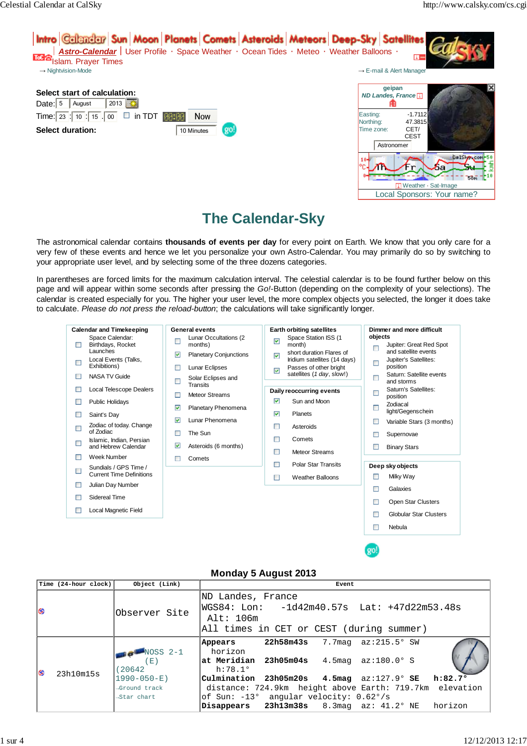Intro | Calendar | Sun | Moon | Planets | Comets | Asteroids | Meteors | Deep-Sky | Satellites

*Astro-Calendar* | User Profile · Space Weather · Ocean Tides · Meteo · Weather Balloons · Islam. Prayer Times

→ Nightvision-Mode

→ E-mail & Alert Manager

**Select start of calculation:**

Date: 5 August 2013

Time: 23 : 10 : 15 . 00 in TDT Now

**Select duration:** 10 Minutes

geipan
*ND Landes, France*

Easting: -1.7112
Northing: 47.3815
Time zone: CET/CEST

Astronomer

Weather · Sat-Image

Local Sponsors: Your name?

# The Calendar-Sky

The astronomical calendar contains **thousands of events per day** for every point on Earth. We know that you only care for a very few of these events and hence we let you personalize your own Astro-Calendar. You may primarily do so by switching to your appropriate user level, and by selecting some of the three dozens categories.

In parentheses are forced limits for the maximum calculation interval. The celestial calendar is to be found further below on this page and will appear within some seconds after pressing the *Go!*-Button (depending on the complexity of your selections). The calendar is created especially for you. The higher your user level, the more complex objects you selected, the longer it does take to calculate. *Please do not press the reload-button*; the calculations will take significantly longer.

**Calendar and Timekeeping**
- [ ] Space Calendar: Birthdays, Rocket Launches
- [ ] Local Events (Talks, Exhibitions)
- [ ] NASA TV Guide
- [ ] Local Telescope Dealers
- [ ] Public Holidays
- [ ] Saint's Day
- [ ] Zodiac of today. Change of Zodiac
- [ ] Islamic, Indian, Persian and Hebrew Calendar
- [ ] Week Number
- [ ] Sundials / GPS Time / Current Time Definitions
- [ ] Julian Day Number
- [ ] Sidereal Time
- [ ] Local Magnetic Field

**General events**
- [ ] Lunar Occultations (2 months)
- [x] Planetary Conjunctions
- [ ] Lunar Eclipses
- [ ] Solar Eclipses and Transits
- [ ] Meteor Streams
- [x] Planetary Phenomena
- [x] Lunar Phenomena
- [ ] The Sun
- [x] Asteroids (6 months)
- [ ] Comets

**Earth orbiting satellites**
- [x] Space Station ISS (1 month)
- [x] short duration Flares of Iridium satellites (14 days)
- [x] Passes of other bright satellites (*1 day*, slow!)

**Daily reoccurring events**
- [x] Sun and Moon
- [x] Planets
- [ ] Asteroids
- [ ] Comets
- [ ] Meteor Streams
- [ ] Polar Star Transits
- [ ] Weather Balloons

**Dimmer and more difficult objects**
- [ ] Jupiter: Great Red Spot and satellite events
- [ ] Jupiter's Satellites: position
- [ ] Saturn: Satellite events and storms
- [ ] Saturn's Satellites: position
- [ ] Zodiacal light/Gegenschein
- [ ] Variable Stars (3 months)
- [ ] Supernovae
- [ ] Binary Stars

**Deep sky objects**
- [ ] Milky Way
- [ ] Galaxies
- [ ] Open Star Clusters
- [ ] Globular Star Clusters
- [ ] Nebula

## Monday 5 August 2013

| Time (24-hour clock) | Object (Link) | Event |
|---|---|---|
| | Observer Site | ND Landes, France<br>WGS84: Lon: -1d42m40.57s Lat: +47d22m53.48s<br>Alt: 106m<br>All times in CET or CEST (during summer) |
| 23h10m15s | NOSS 2-1 (E)<br>(20642 1990-050-E)<br>→Ground track<br>→Star chart | **Appears** 22h58m43s 7.7mag az:215.5° SW horizon<br>**at Meridian** 23h05m04s 4.5mag az:180.0° S h:78.1°<br>**Culmination** 23h05m20s **4.5mag** az:127.9° **SE** **h:82.7°**<br>distance: 724.9km height above Earth: 719.7km elevation of Sun: -13° angular velocity: 0.62°/s<br>**Disappears** 23h13m38s 8.3mag az: 41.2° NE horizon |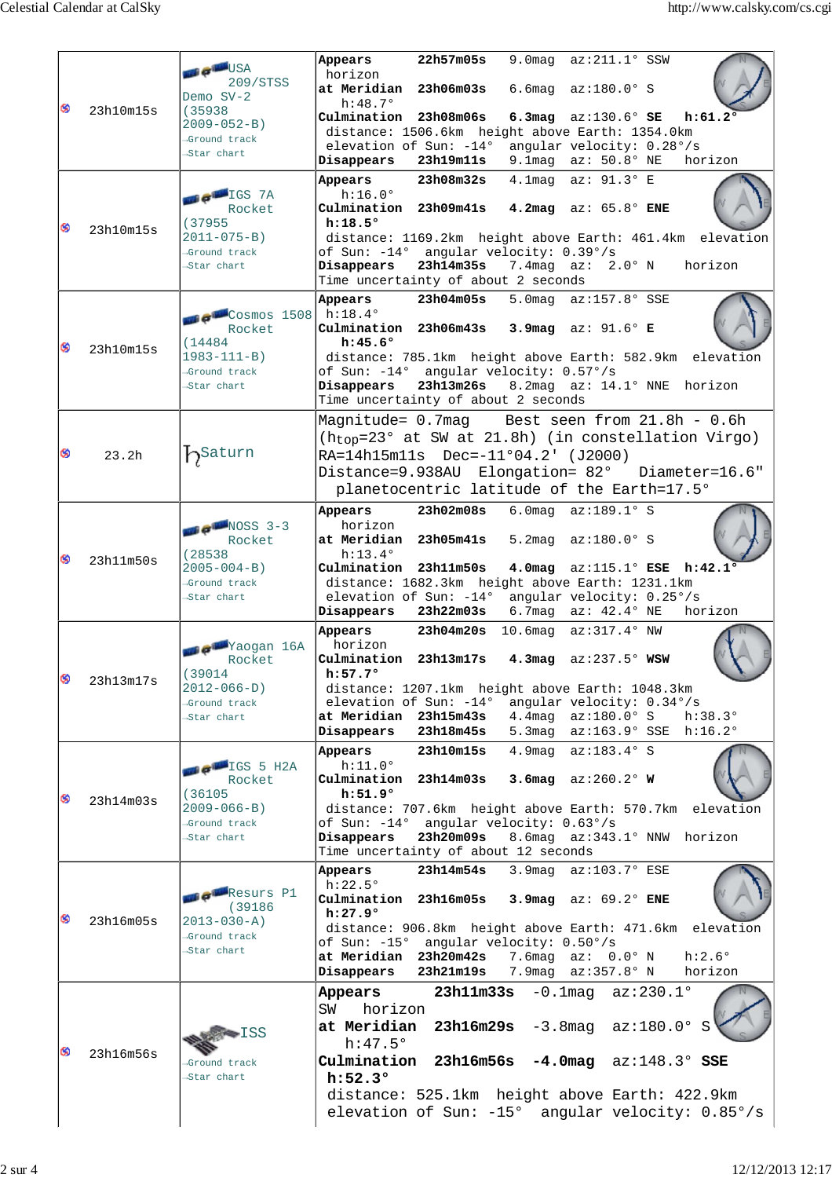| | Time | Object | Details |
|---|---|---|---|
| | 23h10m15s | USA 209/STSS Demo SV-2 (35938 2009-052-B) →Ground track →Star chart | **Appears** 22h57m05s 9.0mag az:211.1° SSW horizon **at Meridian** 23h06m03s 6.6mag az:180.0° S h:48.7° **Culmination** 23h08m06s **6.3mag** az:130.6° **SE** **h:61.2°** distance: 1506.6km height above Earth: 1354.0km elevation of Sun: -14° angular velocity: 0.28°/s **Disappears** 23h19m11s 9.1mag az: 50.8° NE horizon |
| | 23h10m15s | IGS 7A Rocket (37955 2011-075-B) →Ground track →Star chart | **Appears** 23h08m32s 4.1mag az: 91.3° E h:16.0° **Culmination** 23h09m41s **4.2mag** az: 65.8° **ENE** **h:18.5°** distance: 1169.2km height above Earth: 461.4km elevation of Sun: -14° angular velocity: 0.39°/s **Disappears** 23h14m35s 7.4mag az: 2.0° N horizon Time uncertainty of about 2 seconds |
| | 23h10m15s | Cosmos 1508 Rocket (14484 1983-111-B) →Ground track →Star chart | **Appears** 23h04m05s 5.0mag az:157.8° SSE h:18.4° **Culmination** 23h06m43s **3.9mag** az: 91.6° **E** **h:45.6°** distance: 785.1km height above Earth: 582.9km elevation of Sun: -14° angular velocity: 0.57°/s **Disappears** 23h13m26s 8.2mag az: 14.1° NNE horizon Time uncertainty of about 2 seconds |
| | 23.2h | ♄Saturn | Magnitude= 0.7mag Best seen from 21.8h - 0.6h ($h_{top}$=23° at SW at 21.8h) (in constellation Virgo) RA=14h15m11s Dec=-11°04.2' (J2000) Distance=9.938AU Elongation= 82° Diameter=16.6" planetocentric latitude of the Earth=17.5° |
| | 23h11m50s | NOSS 3-3 Rocket (28538 2005-004-B) →Ground track →Star chart | **Appears** 23h02m08s 6.0mag az:189.1° S horizon **at Meridian** 23h05m41s 5.2mag az:180.0° S h:13.4° **Culmination** 23h11m50s **4.0mag** az:115.1° **ESE** **h:42.1°** distance: 1682.3km height above Earth: 1231.1km elevation of Sun: -14° angular velocity: 0.25°/s **Disappears** 23h22m03s 6.7mag az: 42.4° NE horizon |
| | 23h13m17s | Yaogan 16A Rocket (39014 2012-066-D) →Ground track →Star chart | **Appears** 23h04m20s 10.6mag az:317.4° NW horizon **Culmination** 23h13m17s **4.3mag** az:237.5° **WSW** **h:57.7°** distance: 1207.1km height above Earth: 1048.3km elevation of Sun: -14° angular velocity: 0.34°/s **at Meridian** 23h15m43s 4.4mag az:180.0° S h:38.3° **Disappears** 23h18m45s 5.3mag az:163.9° SSE h:16.2° |
| | 23h14m03s | IGS 5 H2A Rocket (36105 2009-066-B) →Ground track →Star chart | **Appears** 23h10m15s 4.9mag az:183.4° S h:11.0° **Culmination** 23h14m03s **3.6mag** az:260.2° **W** **h:51.9°** distance: 707.6km height above Earth: 570.7km elevation of Sun: -14° angular velocity: 0.63°/s **Disappears** 23h20m09s 8.6mag az:343.1° NNW horizon Time uncertainty of about 12 seconds |
| | 23h16m05s | Resurs P1 (39186 2013-030-A) →Ground track →Star chart | **Appears** 23h14m54s 3.9mag az:103.7° ESE h:22.5° **Culmination** 23h16m05s **3.9mag** az: 69.2° **ENE** **h:27.9°** distance: 906.8km height above Earth: 471.6km elevation of Sun: -15° angular velocity: 0.50°/s **at Meridian** 23h20m42s 7.6mag az: 0.0° N h:2.6° **Disappears** 23h21m19s 7.9mag az:357.8° N horizon |
| | 23h16m56s | ISS →Ground track →Star chart | **Appears** 23h11m33s -0.1mag az:230.1° SW horizon **at Meridian** 23h16m29s -3.8mag az:180.0° S h:47.5° **Culmination** 23h16m56s **-4.0mag** az:148.3° **SSE** **h:52.3°** distance: 525.1km height above Earth: 422.9km elevation of Sun: -15° angular velocity: 0.85°/s |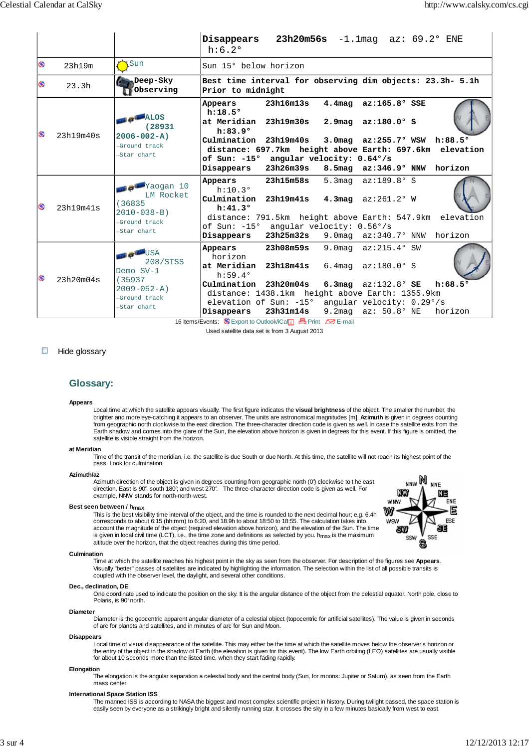| | | |
|---|---|---|
| | | **Disappears 23h20m56s** -1.1mag az: 69.2° ENE h:6.2° |
| 23h19m | Sun | Sun 15° below horizon |
| 23.3h | **Deep-Sky Observing** | **Best time interval for observing dim objects: 23.3h- 5.1h Prior to midnight** |
| 23h19m40s | **ALOS (28931 2006-002-A)** →Ground track →Star chart | **Appears** 23h16m13s **4.4mag az:165.8° SSE h:18.5°** **at Meridian** 23h19m30s **2.9mag az:180.0° S h:83.9°** **Culmination** 23h19m40s **3.0mag az:255.7° WSW h:88.5° distance: 697.7km height above Earth: 697.6km elevation of Sun: -15° angular velocity: 0.64°/s** **Disappears** 23h26m39s **8.5mag az:346.9° NNW horizon** |
| 23h19m41s | Yaogan 10 LM Rocket (36835 2010-038-B) →Ground track →Star chart | **Appears** 23h15m58s 5.3mag az:189.8° S h:10.3° **Culmination** 23h19m41s **4.3mag** az:261.2° **W h:41.3°** distance: 791.5km height above Earth: 547.9km elevation of Sun: -15° angular velocity: 0.56°/s **Disappears** 23h25m32s 9.0mag az:340.7° NNW horizon |
| 23h20m04s | USA 208/STSS Demo SV-1 (35937 2009-052-A) →Ground track →Star chart | **Appears** 23h08m59s 9.0mag az:215.4° SW horizon **at Meridian** 23h18m41s 6.4mag az:180.0° S h:59.4° **Culmination** 23h20m04s **6.3mag** az:132.8° **SE h:68.5°** distance: 1438.1km height above Earth: 1355.9km elevation of Sun: -15° angular velocity: 0.29°/s **Disappears** 23h31m14s 9.2mag az: 50.8° NE horizon |

16 Items/Events: Export to Outlook/iCal Print E-mail

Used satellite data set is from 3 August 2013

Hide glossary

## Glossary:

**Appears**

Local time at which the satellite appears visually. The first figure indicates the **visual brightness** of the object. The smaller the number, the brighter and more eye-catching it appears to an observer. The units are astronomical magnitudes [m]. **Azimuth** is given in degrees counting from geographic north clockwise to the east direction. The three-character direction code is given as well. In case the satellite exits from the Earth shadow and comes into the glare of the Sun, the elevation above horizon is given in degrees for this event. If this figure is omitted, the satellite is visible straight from the horizon.

**at Meridian**

Time of the transit of the meridian, i.e. the satellite is due South or due North. At this time, the satellite will not reach its highest point of the pass. Look for culmination.

**Azimuth/az**

Azimuth direction of the object is given in degrees counting from geographic north (0°) clockwise to t he east direction. East is 90°, south 180°, and west 270°. The three-character direction code is given as well. For example, NNW stands for north-north-west.

**Best seen between / $h_{max}$**

This is the best visibility time interval of the object, and the time is rounded to the next decimal hour; e.g. 6.4h corresponds to about 6:15 (hh:mm) to 6:20, and 18.9h to about 18:50 to 18:55. The calculation takes into account the magnitude of the object (required elevation above horizon), and the elevation of the Sun. The time is given in local civil time (LCT), i.e., the time zone and definitions as selected by you. $h_{max}$ is the maximum altitude over the horizon, that the object reaches during this time period.

**Culmination**

Time at which the satellite reaches his highest point in the sky as seen from the observer. For description of the figures see **Appears**. Visually "better" passes of satellites are indicated by highlighting the information. The selection within the list of all possible transits is coupled with the observer level, the daylight, and several other conditions.

**Dec., declination, DE**

One coordinate used to indicate the position on the sky. It is the angular distance of the object from the celestial equator. North pole, close to Polaris, is 90° north.

**Diameter**

Diameter is the geocentric apparent angular diameter of a celestial object (topocentric for artificial satellites). The value is given in seconds of arc for planets and satellites, and in minutes of arc for Sun and Moon.

**Disappears**

Local time of visual disappearance of the satellite. This may either be the time at which the satellite moves below the observer's horizon or the entry of the object in the shadow of Earth (the elevation is given for this event). The low Earth orbiting (LEO) satellites are usually visible for about 10 seconds more than the listed time, when they start fading rapidly.

**Elongation**

The elongation is the angular separation a celestial body and the central body (Sun, for moons: Jupiter or Saturn), as seen from the Earth mass center.

**International Space Station ISS**

The manned ISS is according to NASA the biggest and most complex scientific project in history. During twilight passed, the space station is easily seen by everyone as a strikingly bright and silently running star. It crosses the sky in a few minutes basically from west to east.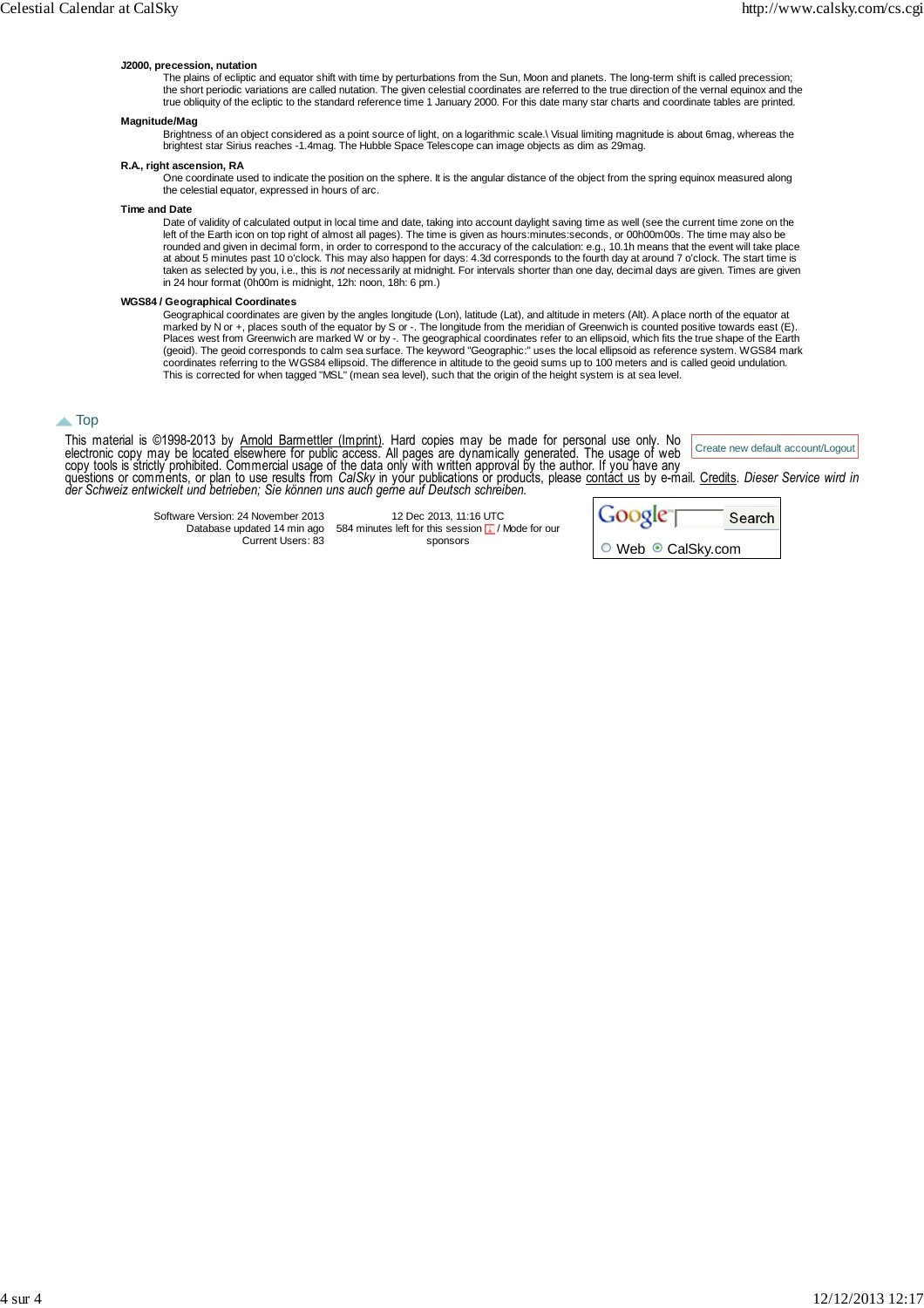**J2000, precession, nutation**

The plains of ecliptic and equator shift with time by perturbations from the Sun, Moon and planets. The long-term shift is called precession; the short periodic variations are called nutation. The given celestial coordinates are referred to the true direction of the vernal equinox and the true obliquity of the ecliptic to the standard reference time 1 January 2000. For this date many star charts and coordinate tables are printed.

**Magnitude/Mag**

Brightness of an object considered as a point source of light, on a logarithmic scale.\ Visual limiting magnitude is about 6mag, whereas the brightest star Sirius reaches -1.4mag. The Hubble Space Telescope can image objects as dim as 29mag.

**R.A., right ascension, RA**

One coordinate used to indicate the position on the sphere. It is the angular distance of the object from the spring equinox measured along the celestial equator, expressed in hours of arc.

**Time and Date**

Date of validity of calculated output in local time and date, taking into account daylight saving time as well (see the current time zone on the left of the Earth icon on top right of almost all pages). The time is given as hours:minutes:seconds, or 00h00m00s. The time may also be rounded and given in decimal form, in order to correspond to the accuracy of the calculation: e.g., 10.1h means that the event will take place at about 5 minutes past 10 o'clock. This may also happen for days: 4.3d corresponds to the fourth day at around 7 o'clock. The start time is taken as selected by you, i.e., this is *not* necessarily at midnight. For intervals shorter than one day, decimal days are given. Times are given in 24 hour format (0h00m is midnight, 12h: noon, 18h: 6 pm.)

**WGS84 / Geographical Coordinates**

Geographical coordinates are given by the angles longitude (Lon), latitude (Lat), and altitude in meters (Alt). A place north of the equator at marked by N or +, places south of the equator by S or -. The longitude from the meridian of Greenwich is counted positive towards east (E). Places west from Greenwich are marked W or by -. The geographical coordinates refer to an ellipsoid, which fits the true shape of the Earth (geoid). The geoid corresponds to calm sea surface. The keyword "Geographic:" uses the local ellipsoid as reference system. WGS84 mark coordinates referring to the WGS84 ellipsoid. The difference in altitude to the geoid sums up to 100 meters and is called geoid undulation. This is corrected for when tagged "MSL" (mean sea level), such that the origin of the height system is at sea level.

Top

This material is ©1998-2013 by Arnold Barmettler (Imprint). Hard copies may be made for personal use only. No electronic copy may be located elsewhere for public access. All pages are dynamically generated. The usage of web copy tools is strictly prohibited. Commercial usage of the data only with written approval by the author. If you have any questions or comments, or plan to use results from *CalSky* in your publications or products, please contact us by e-mail. Credits. *Dieser Service wird in der Schweiz entwickelt und betrieben; Sie können uns auch gerne auf Deutsch schreiben.*

Create new default account/Logout

Software Version: 24 November 2013
Database updated 14 min ago
Current Users: 83

12 Dec 2013, 11:16 UTC
584 minutes left for this session / Mode for our sponsors

Google Search
Web CalSky.com